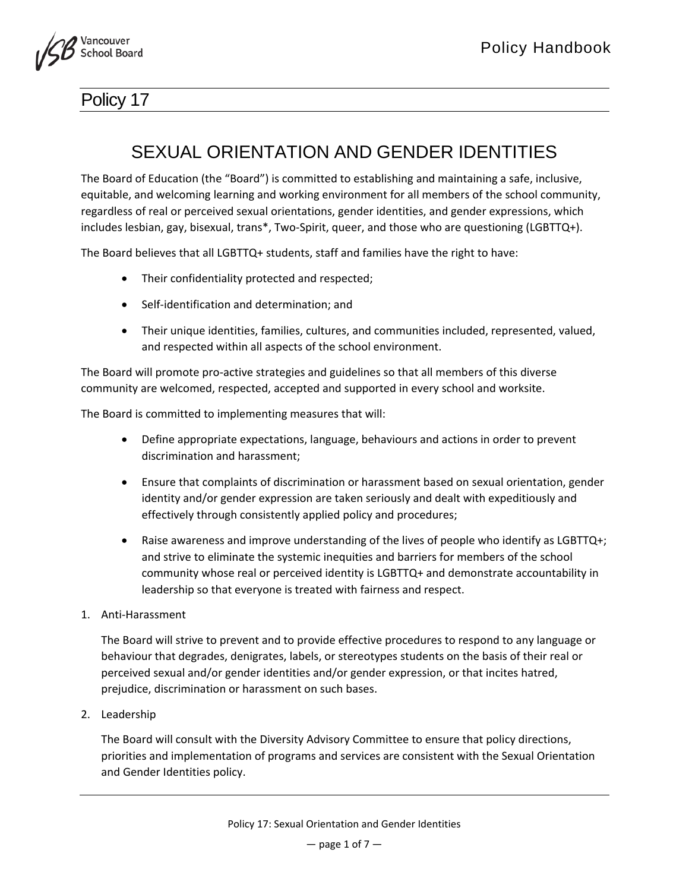# Policy 17

## SEXUAL ORIENTATION AND GENDER IDENTITIES

The Board of Education (the "Board") is committed to establishing and maintaining a safe, inclusive, equitable, and welcoming learning and working environment for all members of the school community, regardless of real or perceived sexual orientations, gender identities, and gender expressions, which includes lesbian, gay, bisexual, trans*, Two-Spirit, queer, and those who are questioning (LGBTTQ+).

The Board believes that all LGBTTQ+ students, staff and families have the right to have:

- Their confidentiality protected and respected;
- Self-identification and determination; and
- Their unique identities, families, cultures, and communities included, represented, valued, and respected within all aspects of the school environment.

The Board will promote pro-active strategies and guidelines so that all members of this diverse community are welcomed, respected, accepted and supported in every school and worksite.

The Board is committed to implementing measures that will:

- Define appropriate expectations, language, behaviours and actions in order to prevent discrimination and harassment;
- Ensure that complaints of discrimination or harassment based on sexual orientation, gender identity and/or gender expression are taken seriously and dealt with expeditiously and effectively through consistently applied policy and procedures;
- Raise awareness and improve understanding of the lives of people who identify as LGBTTQ+; and strive to eliminate the systemic inequities and barriers for members of the school community whose real or perceived identity is LGBTTQ+ and demonstrate accountability in leadership so that everyone is treated with fairness and respect.

1. Anti-Harassment

   The Board will strive to prevent and to provide effective procedures to respond to any language or behaviour that degrades, denigrates, labels, or stereotypes students on the basis of their real or perceived sexual and/or gender identities and/or gender expression, or that incites hatred, prejudice, discrimination or harassment on such bases.

2. Leadership

   The Board will consult with the Diversity Advisory Committee to ensure that policy directions, priorities and implementation of programs and services are consistent with the Sexual Orientation and Gender Identities policy.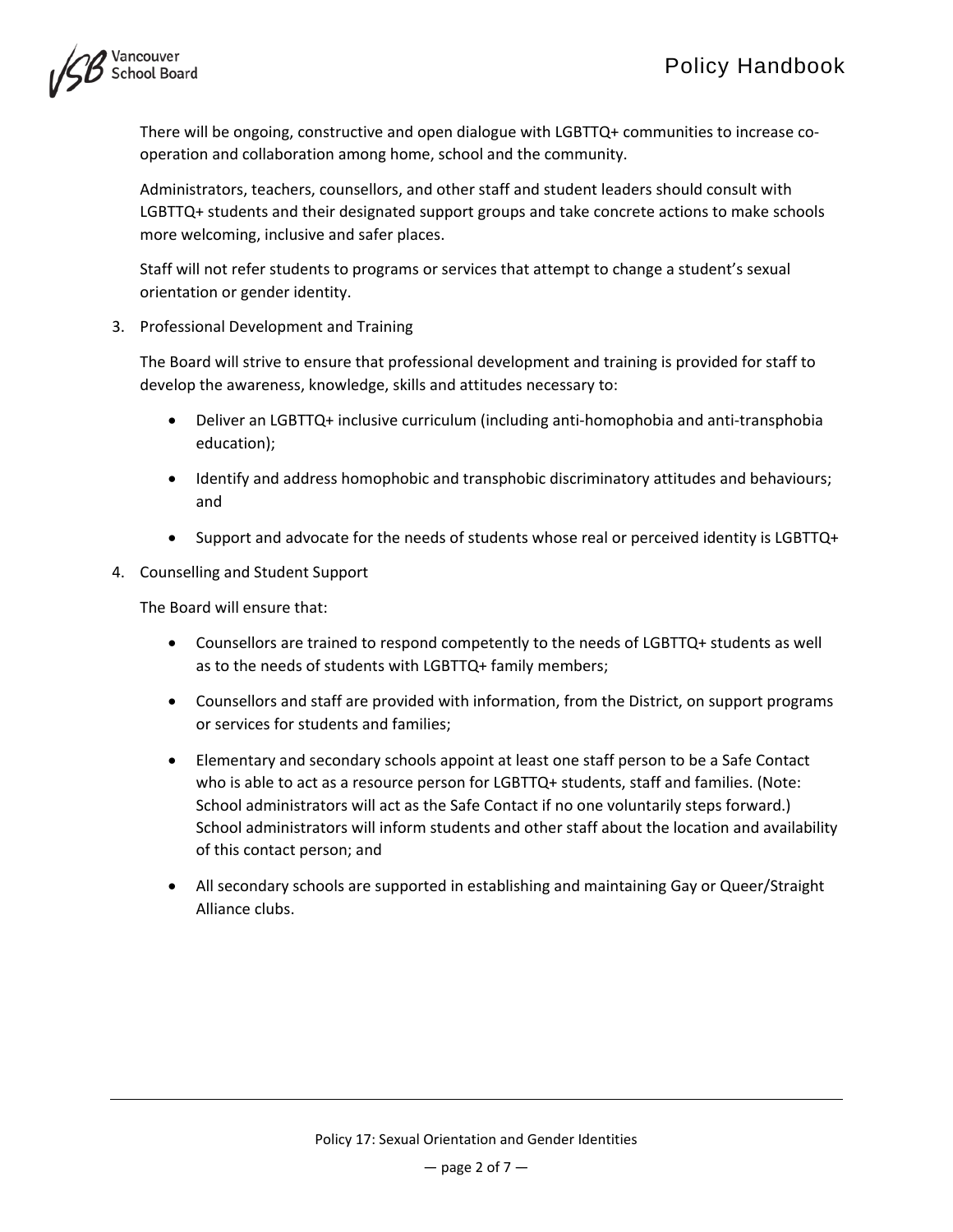There will be ongoing, constructive and open dialogue with LGBTTQ+ communities to increase co-operation and collaboration among home, school and the community.

Administrators, teachers, counsellors, and other staff and student leaders should consult with LGBTTQ+ students and their designated support groups and take concrete actions to make schools more welcoming, inclusive and safer places.

Staff will not refer students to programs or services that attempt to change a student's sexual orientation or gender identity.

3. Professional Development and Training

   The Board will strive to ensure that professional development and training is provided for staff to develop the awareness, knowledge, skills and attitudes necessary to:

   - Deliver an LGBTTQ+ inclusive curriculum (including anti-homophobia and anti-transphobia education);
   - Identify and address homophobic and transphobic discriminatory attitudes and behaviours; and
   - Support and advocate for the needs of students whose real or perceived identity is LGBTTQ+

4. Counselling and Student Support

   The Board will ensure that:

   - Counsellors are trained to respond competently to the needs of LGBTTQ+ students as well as to the needs of students with LGBTTQ+ family members;
   - Counsellors and staff are provided with information, from the District, on support programs or services for students and families;
   - Elementary and secondary schools appoint at least one staff person to be a Safe Contact who is able to act as a resource person for LGBTTQ+ students, staff and families. (Note: School administrators will act as the Safe Contact if no one voluntarily steps forward.) School administrators will inform students and other staff about the location and availability of this contact person; and
   - All secondary schools are supported in establishing and maintaining Gay or Queer/Straight Alliance clubs.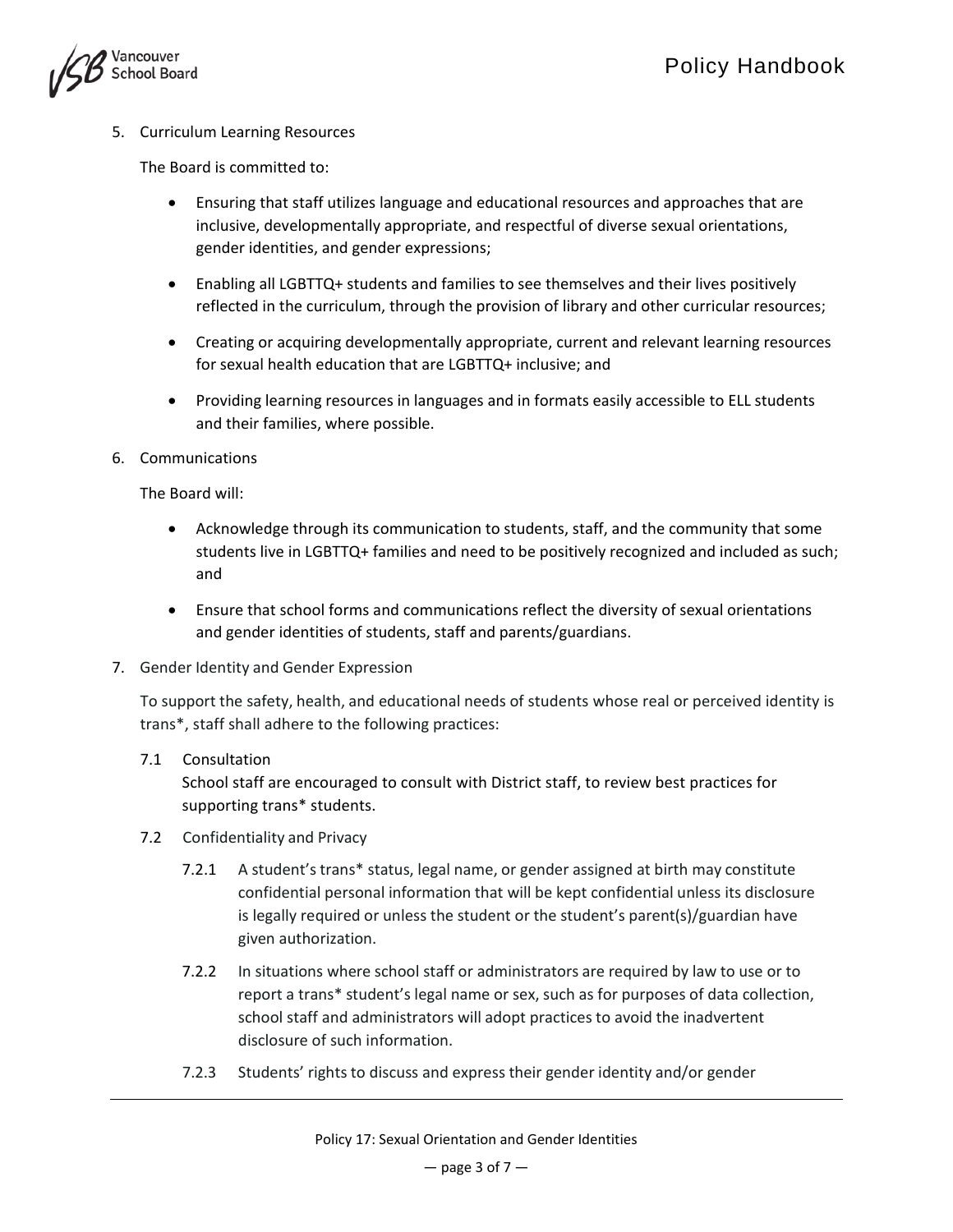5. Curriculum Learning Resources

   The Board is committed to:

   - Ensuring that staff utilizes language and educational resources and approaches that are inclusive, developmentally appropriate, and respectful of diverse sexual orientations, gender identities, and gender expressions;
   - Enabling all LGBTTQ+ students and families to see themselves and their lives positively reflected in the curriculum, through the provision of library and other curricular resources;
   - Creating or acquiring developmentally appropriate, current and relevant learning resources for sexual health education that are LGBTTQ+ inclusive; and
   - Providing learning resources in languages and in formats easily accessible to ELL students and their families, where possible.

6. Communications

   The Board will:

   - Acknowledge through its communication to students, staff, and the community that some students live in LGBTTQ+ families and need to be positively recognized and included as such; and
   - Ensure that school forms and communications reflect the diversity of sexual orientations and gender identities of students, staff and parents/guardians.

7. Gender Identity and Gender Expression

   To support the safety, health, and educational needs of students whose real or perceived identity is trans*, staff shall adhere to the following practices:

   7.1 Consultation
   School staff are encouraged to consult with District staff, to review best practices for supporting trans* students.

   7.2 Confidentiality and Privacy

   7.2.1 A student's trans* status, legal name, or gender assigned at birth may constitute confidential personal information that will be kept confidential unless its disclosure is legally required or unless the student or the student's parent(s)/guardian have given authorization.

   7.2.2 In situations where school staff or administrators are required by law to use or to report a trans* student's legal name or sex, such as for purposes of data collection, school staff and administrators will adopt practices to avoid the inadvertent disclosure of such information.

   7.2.3 Students' rights to discuss and express their gender identity and/or gender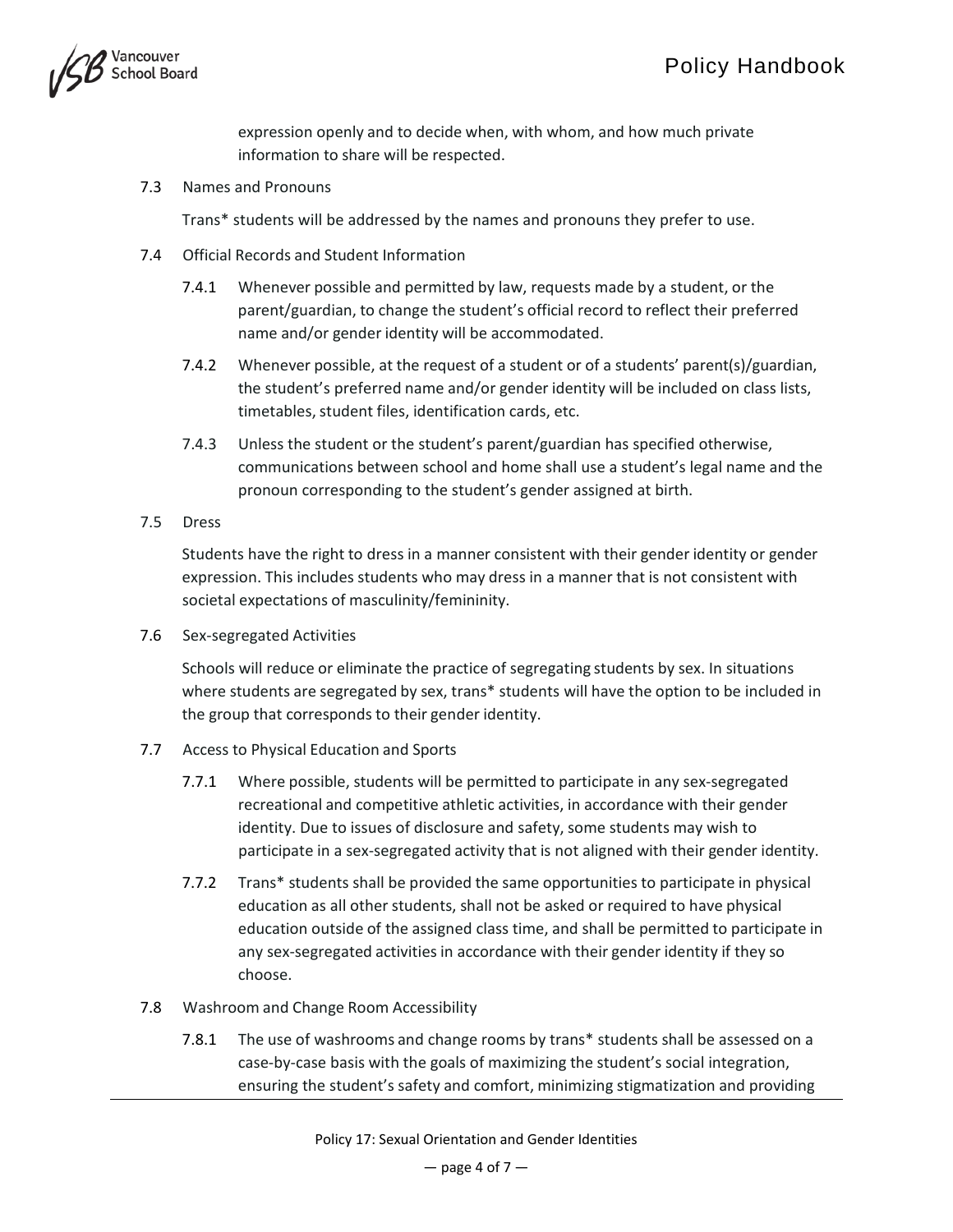expression openly and to decide when, with whom, and how much private information to share will be respected.

7.3 Names and Pronouns

Trans* students will be addressed by the names and pronouns they prefer to use.

7.4 Official Records and Student Information

7.4.1 Whenever possible and permitted by law, requests made by a student, or the parent/guardian, to change the student's official record to reflect their preferred name and/or gender identity will be accommodated.

7.4.2 Whenever possible, at the request of a student or of a students' parent(s)/guardian, the student's preferred name and/or gender identity will be included on class lists, timetables, student files, identification cards, etc.

7.4.3 Unless the student or the student's parent/guardian has specified otherwise, communications between school and home shall use a student's legal name and the pronoun corresponding to the student's gender assigned at birth.

7.5 Dress

Students have the right to dress in a manner consistent with their gender identity or gender expression. This includes students who may dress in a manner that is not consistent with societal expectations of masculinity/femininity.

7.6 Sex-segregated Activities

Schools will reduce or eliminate the practice of segregating students by sex. In situations where students are segregated by sex, trans* students will have the option to be included in the group that corresponds to their gender identity.

7.7 Access to Physical Education and Sports

7.7.1 Where possible, students will be permitted to participate in any sex-segregated recreational and competitive athletic activities, in accordance with their gender identity. Due to issues of disclosure and safety, some students may wish to participate in a sex-segregated activity that is not aligned with their gender identity.

7.7.2 Trans* students shall be provided the same opportunities to participate in physical education as all other students, shall not be asked or required to have physical education outside of the assigned class time, and shall be permitted to participate in any sex-segregated activities in accordance with their gender identity if they so choose.

7.8 Washroom and Change Room Accessibility

7.8.1 The use of washrooms and change rooms by trans* students shall be assessed on a case-by-case basis with the goals of maximizing the student's social integration, ensuring the student's safety and comfort, minimizing stigmatization and providing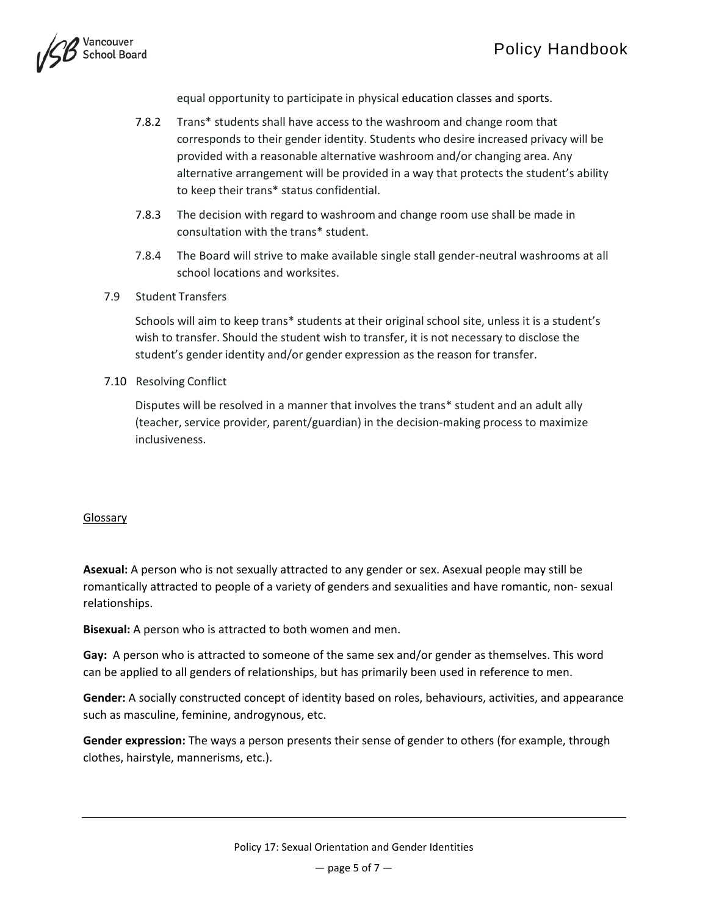equal opportunity to participate in physical education classes and sports.

7.8.2 Trans* students shall have access to the washroom and change room that corresponds to their gender identity. Students who desire increased privacy will be provided with a reasonable alternative washroom and/or changing area. Any alternative arrangement will be provided in a way that protects the student's ability to keep their trans* status confidential.

7.8.3 The decision with regard to washroom and change room use shall be made in consultation with the trans* student.

7.8.4 The Board will strive to make available single stall gender-neutral washrooms at all school locations and worksites.

7.9 Student Transfers

Schools will aim to keep trans* students at their original school site, unless it is a student's wish to transfer. Should the student wish to transfer, it is not necessary to disclose the student's gender identity and/or gender expression as the reason for transfer.

7.10 Resolving Conflict

Disputes will be resolved in a manner that involves the trans* student and an adult ally (teacher, service provider, parent/guardian) in the decision-making process to maximize inclusiveness.

## Glossary

**Asexual:** A person who is not sexually attracted to any gender or sex. Asexual people may still be romantically attracted to people of a variety of genders and sexualities and have romantic, non- sexual relationships.

**Bisexual:** A person who is attracted to both women and men.

**Gay:** A person who is attracted to someone of the same sex and/or gender as themselves. This word can be applied to all genders of relationships, but has primarily been used in reference to men.

**Gender:** A socially constructed concept of identity based on roles, behaviours, activities, and appearance such as masculine, feminine, androgynous, etc.

**Gender expression:** The ways a person presents their sense of gender to others (for example, through clothes, hairstyle, mannerisms, etc.).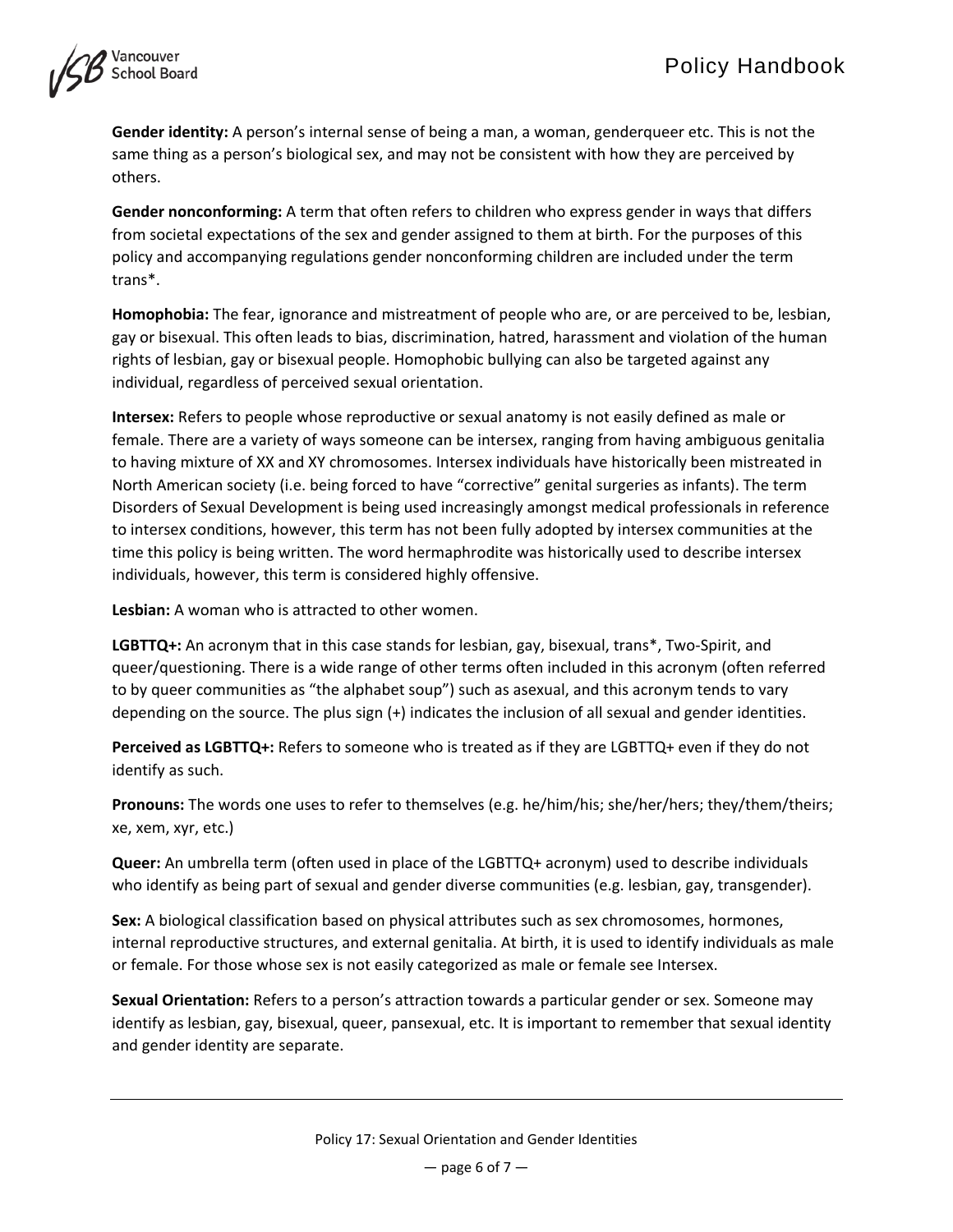**Gender identity:** A person's internal sense of being a man, a woman, genderqueer etc. This is not the same thing as a person's biological sex, and may not be consistent with how they are perceived by others.

**Gender nonconforming:** A term that often refers to children who express gender in ways that differs from societal expectations of the sex and gender assigned to them at birth. For the purposes of this policy and accompanying regulations gender nonconforming children are included under the term trans*.

**Homophobia:** The fear, ignorance and mistreatment of people who are, or are perceived to be, lesbian, gay or bisexual. This often leads to bias, discrimination, hatred, harassment and violation of the human rights of lesbian, gay or bisexual people. Homophobic bullying can also be targeted against any individual, regardless of perceived sexual orientation.

**Intersex:** Refers to people whose reproductive or sexual anatomy is not easily defined as male or female. There are a variety of ways someone can be intersex, ranging from having ambiguous genitalia to having mixture of XX and XY chromosomes. Intersex individuals have historically been mistreated in North American society (i.e. being forced to have "corrective" genital surgeries as infants). The term Disorders of Sexual Development is being used increasingly amongst medical professionals in reference to intersex conditions, however, this term has not been fully adopted by intersex communities at the time this policy is being written. The word hermaphrodite was historically used to describe intersex individuals, however, this term is considered highly offensive.

**Lesbian:** A woman who is attracted to other women.

**LGBTTQ+:** An acronym that in this case stands for lesbian, gay, bisexual, trans*, Two-Spirit, and queer/questioning. There is a wide range of other terms often included in this acronym (often referred to by queer communities as "the alphabet soup") such as asexual, and this acronym tends to vary depending on the source. The plus sign (+) indicates the inclusion of all sexual and gender identities.

**Perceived as LGBTTQ+:** Refers to someone who is treated as if they are LGBTTQ+ even if they do not identify as such.

**Pronouns:** The words one uses to refer to themselves (e.g. he/him/his; she/her/hers; they/them/theirs; xe, xem, xyr, etc.)

**Queer:** An umbrella term (often used in place of the LGBTTQ+ acronym) used to describe individuals who identify as being part of sexual and gender diverse communities (e.g. lesbian, gay, transgender).

**Sex:** A biological classification based on physical attributes such as sex chromosomes, hormones, internal reproductive structures, and external genitalia. At birth, it is used to identify individuals as male or female. For those whose sex is not easily categorized as male or female see Intersex.

**Sexual Orientation:** Refers to a person's attraction towards a particular gender or sex. Someone may identify as lesbian, gay, bisexual, queer, pansexual, etc. It is important to remember that sexual identity and gender identity are separate.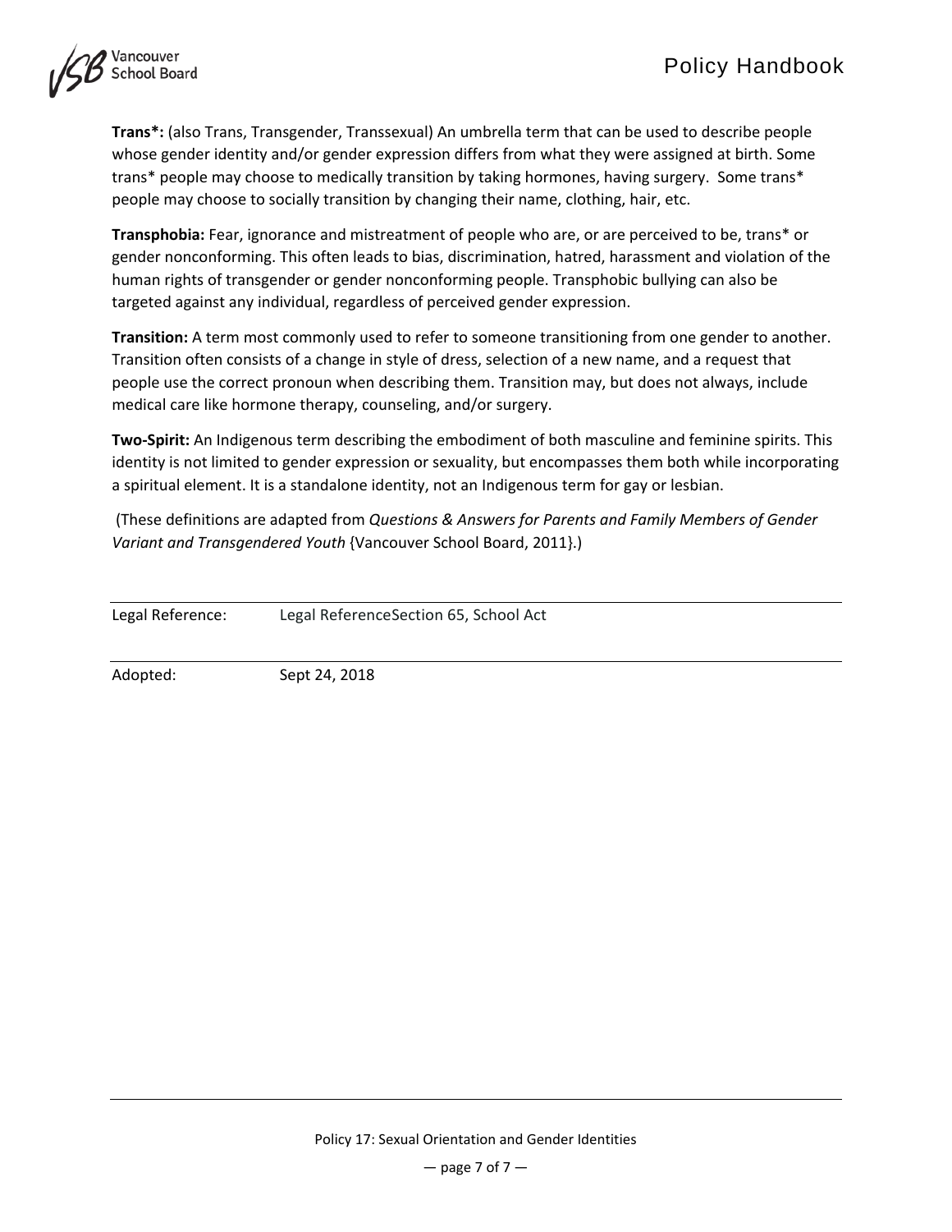**Trans*:** (also Trans, Transgender, Transsexual) An umbrella term that can be used to describe people whose gender identity and/or gender expression differs from what they were assigned at birth. Some trans* people may choose to medically transition by taking hormones, having surgery. Some trans* people may choose to socially transition by changing their name, clothing, hair, etc.

**Transphobia:** Fear, ignorance and mistreatment of people who are, or are perceived to be, trans* or gender nonconforming. This often leads to bias, discrimination, hatred, harassment and violation of the human rights of transgender or gender nonconforming people. Transphobic bullying can also be targeted against any individual, regardless of perceived gender expression.

**Transition:** A term most commonly used to refer to someone transitioning from one gender to another. Transition often consists of a change in style of dress, selection of a new name, and a request that people use the correct pronoun when describing them. Transition may, but does not always, include medical care like hormone therapy, counseling, and/or surgery.

**Two-Spirit:** An Indigenous term describing the embodiment of both masculine and feminine spirits. This identity is not limited to gender expression or sexuality, but encompasses them both while incorporating a spiritual element. It is a standalone identity, not an Indigenous term for gay or lesbian.

(These definitions are adapted from *Questions & Answers for Parents and Family Members of Gender Variant and Transgendered Youth* {Vancouver School Board, 2011}.)

| | |
|---|---|
| Legal Reference: | Legal ReferenceSection 65, School Act |
| Adopted: | Sept 24, 2018 |